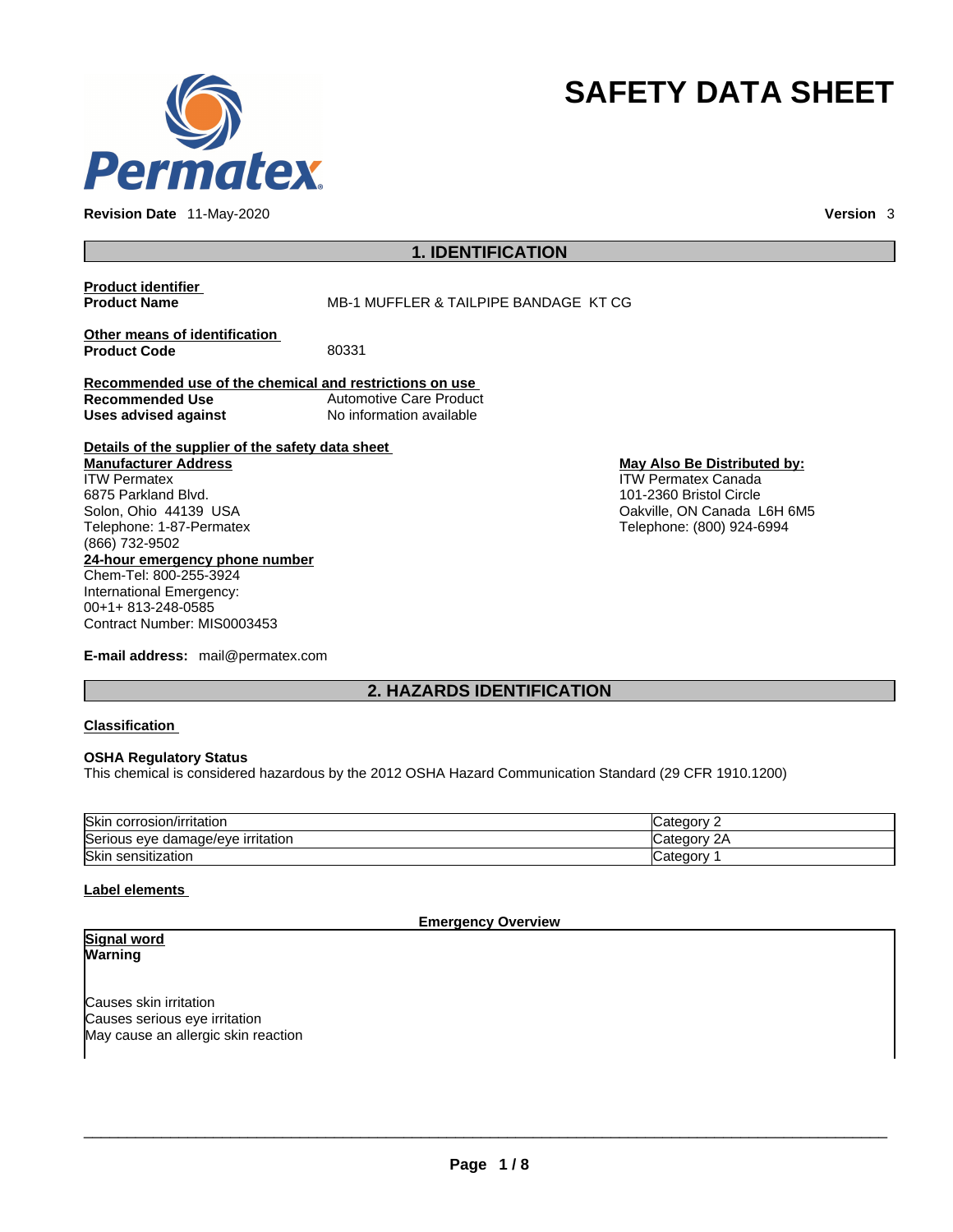# SAFETY DATA SHEET

**Revision Date** 11-May-2020 **Version** 3

## 1. IDENTIFICATION

**Product identifier**

| | |
|---|---|
| **Product Name** | MB-1 MUFFLER & TAILPIPE BANDAGE KT CG |

**Other means of identification**

| | |
|---|---|
| **Product Code** | 80331 |

**Recommended use of the chemical and restrictions on use**

| | |
|---|---|
| **Recommended Use** | Automotive Care Product |
| **Uses advised against** | No information available |

**Details of the supplier of the safety data sheet**

**Manufacturer Address**
ITW Permatex
6875 Parkland Blvd.
Solon, Ohio 44139 USA
Telephone: 1-87-Permatex
(866) 732-9502

**May Also Be Distributed by:**
ITW Permatex Canada
101-2360 Bristol Circle
Oakville, ON Canada L6H 6M5
Telephone: (800) 924-6994

**24-hour emergency phone number**
Chem-Tel: 800-255-3924
International Emergency:
00+1+ 813-248-0585
Contract Number: MIS0003453

**E-mail address:** mail@permatex.com

## 2. HAZARDS IDENTIFICATION

**Classification**

**OSHA Regulatory Status**
This chemical is considered hazardous by the 2012 OSHA Hazard Communication Standard (29 CFR 1910.1200)

| | |
|---|---|
| Skin corrosion/irritation | Category 2 |
| Serious eye damage/eye irritation | Category 2A |
| Skin sensitization | Category 1 |

**Label elements**

**Emergency Overview**

**Signal word**
**Warning**

Causes skin irritation
Causes serious eye irritation
May cause an allergic skin reaction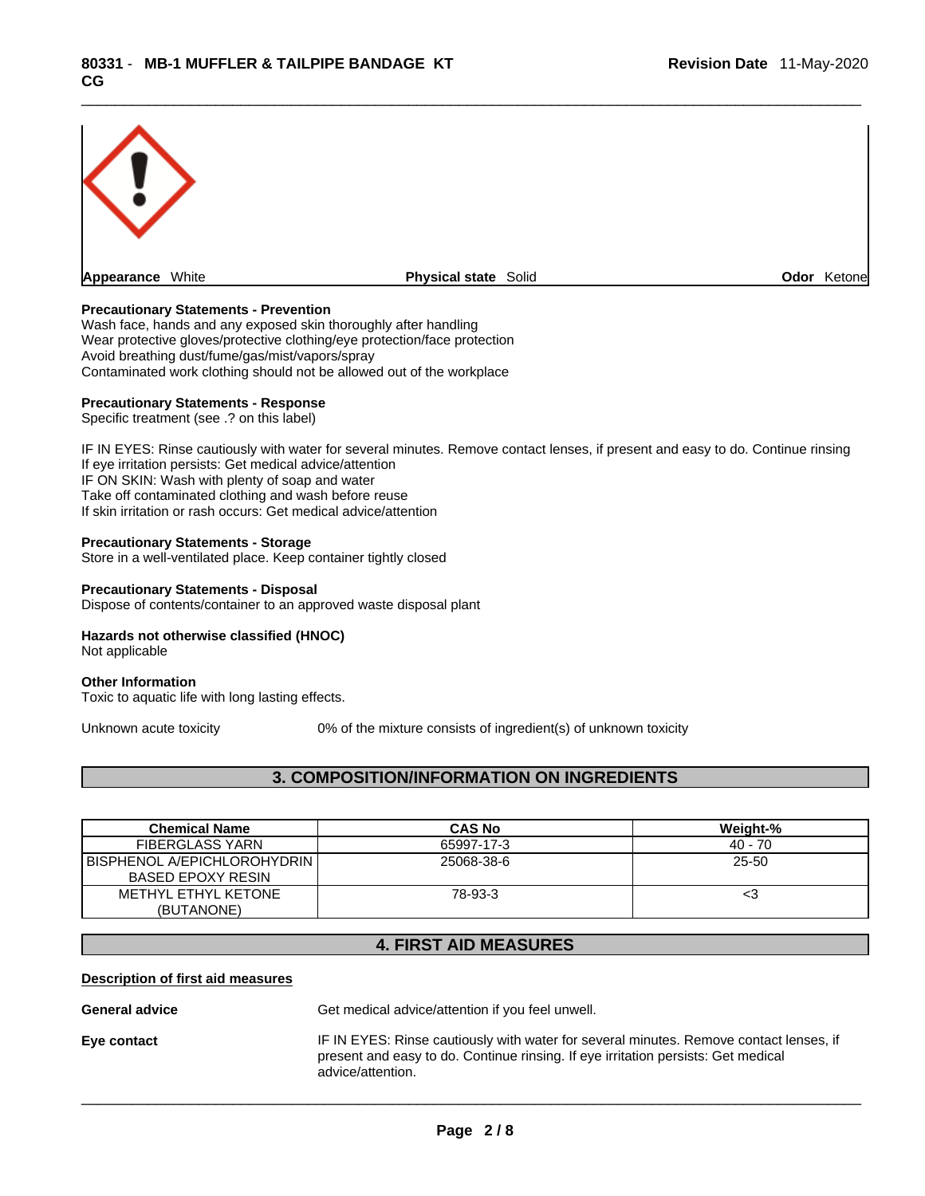**Appearance** White **Physical state** Solid **Odor** Ketone

**Precautionary Statements - Prevention**
Wash face, hands and any exposed skin thoroughly after handling
Wear protective gloves/protective clothing/eye protection/face protection
Avoid breathing dust/fume/gas/mist/vapors/spray
Contaminated work clothing should not be allowed out of the workplace

**Precautionary Statements - Response**
Specific treatment (see .? on this label)

IF IN EYES: Rinse cautiously with water for several minutes. Remove contact lenses, if present and easy to do. Continue rinsing
If eye irritation persists: Get medical advice/attention
IF ON SKIN: Wash with plenty of soap and water
Take off contaminated clothing and wash before reuse
If skin irritation or rash occurs: Get medical advice/attention

**Precautionary Statements - Storage**
Store in a well-ventilated place. Keep container tightly closed

**Precautionary Statements - Disposal**
Dispose of contents/container to an approved waste disposal plant

**Hazards not otherwise classified (HNOC)**
Not applicable

**Other Information**
Toxic to aquatic life with long lasting effects.

Unknown acute toxicity 0% of the mixture consists of ingredient(s) of unknown toxicity

## 3. COMPOSITION/INFORMATION ON INGREDIENTS

| Chemical Name | CAS No | Weight-% |
|---|---|---|
| FIBERGLASS YARN | 65997-17-3 | 40 - 70 |
| BISPHENOL A/EPICHLOROHYDRIN BASED EPOXY RESIN | 25068-38-6 | 25-50 |
| METHYL ETHYL KETONE (BUTANONE) | 78-93-3 | <3 |

## 4. FIRST AID MEASURES

**Description of first aid measures**

**General advice** Get medical advice/attention if you feel unwell.

**Eye contact** IF IN EYES: Rinse cautiously with water for several minutes. Remove contact lenses, if present and easy to do. Continue rinsing. If eye irritation persists: Get medical advice/attention.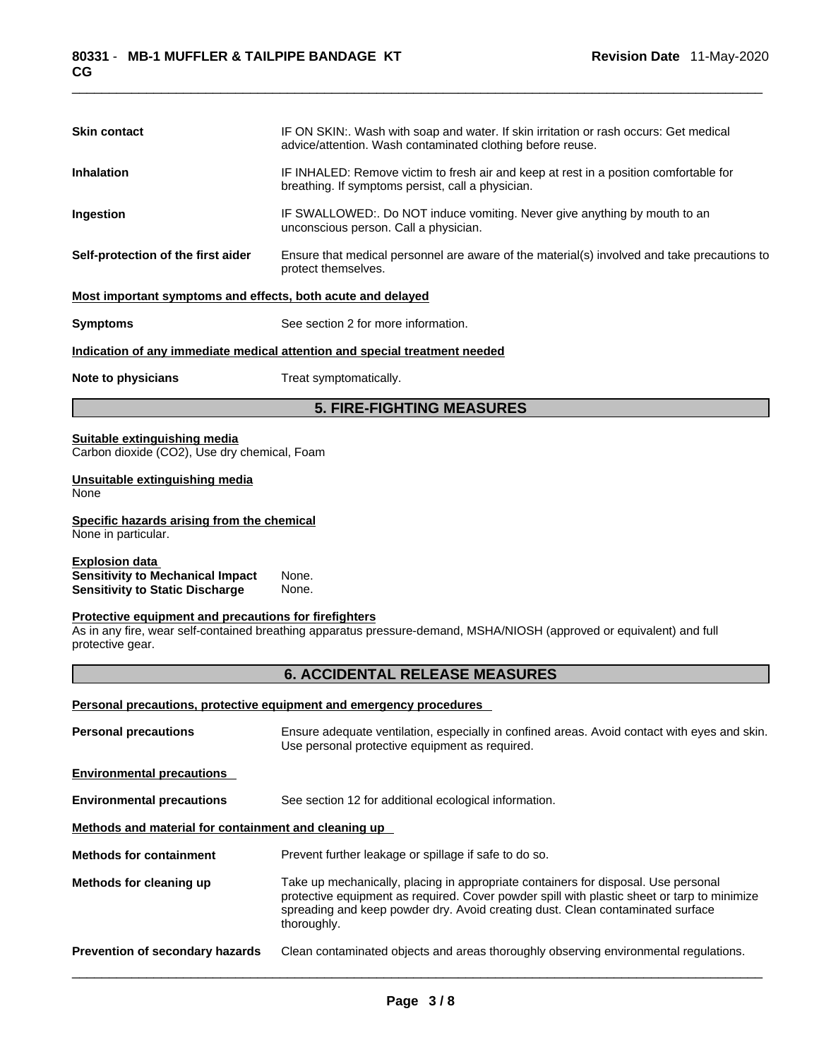**Skin contact** IF ON SKIN:. Wash with soap and water. If skin irritation or rash occurs: Get medical advice/attention. Wash contaminated clothing before reuse.

**Inhalation** IF INHALED: Remove victim to fresh air and keep at rest in a position comfortable for breathing. If symptoms persist, call a physician.

**Ingestion** IF SWALLOWED:. Do NOT induce vomiting. Never give anything by mouth to an unconscious person. Call a physician.

**Self-protection of the first aider** Ensure that medical personnel are aware of the material(s) involved and take precautions to protect themselves.

**Most important symptoms and effects, both acute and delayed**

**Symptoms** See section 2 for more information.

**Indication of any immediate medical attention and special treatment needed**

**Note to physicians** Treat symptomatically.

## 5. FIRE-FIGHTING MEASURES

**Suitable extinguishing media**
Carbon dioxide ($CO_2$), Use dry chemical, Foam

**Unsuitable extinguishing media**
None

**Specific hazards arising from the chemical**
None in particular.

**Explosion data**
**Sensitivity to Mechanical Impact** None.
**Sensitivity to Static Discharge** None.

**Protective equipment and precautions for firefighters**
As in any fire, wear self-contained breathing apparatus pressure-demand, MSHA/NIOSH (approved or equivalent) and full protective gear.

## 6. ACCIDENTAL RELEASE MEASURES

**Personal precautions, protective equipment and emergency procedures**

**Personal precautions** Ensure adequate ventilation, especially in confined areas. Avoid contact with eyes and skin. Use personal protective equipment as required.

**Environmental precautions**

**Environmental precautions** See section 12 for additional ecological information.

**Methods and material for containment and cleaning up**

**Methods for containment** Prevent further leakage or spillage if safe to do so.

**Methods for cleaning up** Take up mechanically, placing in appropriate containers for disposal. Use personal protective equipment as required. Cover powder spill with plastic sheet or tarp to minimize spreading and keep powder dry. Avoid creating dust. Clean contaminated surface thoroughly.

**Prevention of secondary hazards** Clean contaminated objects and areas thoroughly observing environmental regulations.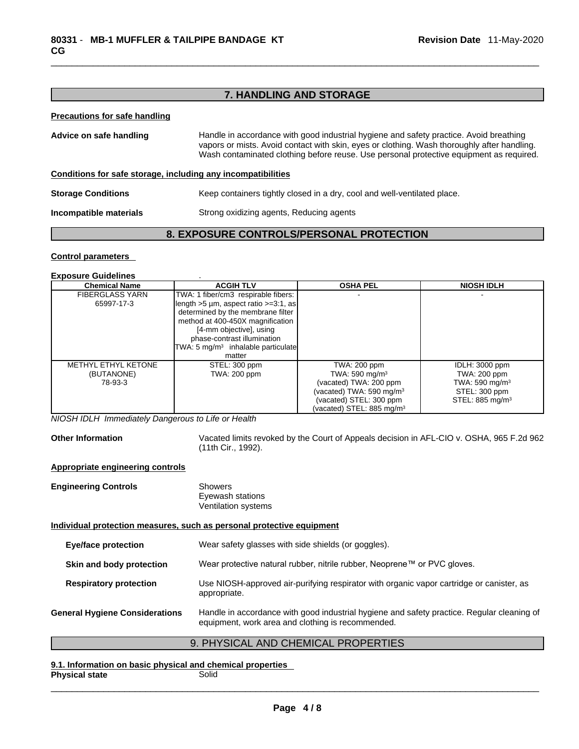## 7. HANDLING AND STORAGE

**Precautions for safe handling**

**Advice on safe handling** Handle in accordance with good industrial hygiene and safety practice. Avoid breathing vapors or mists. Avoid contact with skin, eyes or clothing. Wash thoroughly after handling. Wash contaminated clothing before reuse. Use personal protective equipment as required.

**Conditions for safe storage, including any incompatibilities**

**Storage Conditions** Keep containers tightly closed in a dry, cool and well-ventilated place.

**Incompatible materials** Strong oxidizing agents, Reducing agents

## 8. EXPOSURE CONTROLS/PERSONAL PROTECTION

**Control parameters**

**Exposure Guidelines** .

| Chemical Name | ACGIH TLV | OSHA PEL | NIOSH IDLH |
|---|---|---|---|
| FIBERGLASS YARN<br>65997-17-3 | TWA: 1 fiber/cm3 respirable fibers: length >5 µm, aspect ratio >=3:1, as determined by the membrane filter method at 400-450X magnification [4-mm objective], using phase-contrast illumination<br>TWA: 5 mg/m$^3$ inhalable particulate matter | - | - |
| METHYL ETHYL KETONE (BUTANONE)<br>78-93-3 | STEL: 300 ppm<br>TWA: 200 ppm | TWA: 200 ppm<br>TWA: 590 mg/m$^3$<br>(vacated) TWA: 200 ppm<br>(vacated) TWA: 590 mg/m$^3$<br>(vacated) STEL: 300 ppm<br>(vacated) STEL: 885 mg/m$^3$ | IDLH: 3000 ppm<br>TWA: 200 ppm<br>TWA: 590 mg/m$^3$<br>STEL: 300 ppm<br>STEL: 885 mg/m$^3$ |

*NIOSH IDLH Immediately Dangerous to Life or Health*

**Other Information** Vacated limits revoked by the Court of Appeals decision in AFL-CIO v. OSHA, 965 F.2d 962 (11th Cir., 1992).

**Appropriate engineering controls**

**Engineering Controls** Showers
Eyewash stations
Ventilation systems

**Individual protection measures, such as personal protective equipment**

**Eye/face protection** Wear safety glasses with side shields (or goggles).

**Skin and body protection** Wear protective natural rubber, nitrile rubber, Neoprene™ or PVC gloves.

**Respiratory protection** Use NIOSH-approved air-purifying respirator with organic vapor cartridge or canister, as appropriate.

**General Hygiene Considerations** Handle in accordance with good industrial hygiene and safety practice. Regular cleaning of equipment, work area and clothing is recommended.

## 9. PHYSICAL AND CHEMICAL PROPERTIES

**9.1. Information on basic physical and chemical properties**

**Physical state** Solid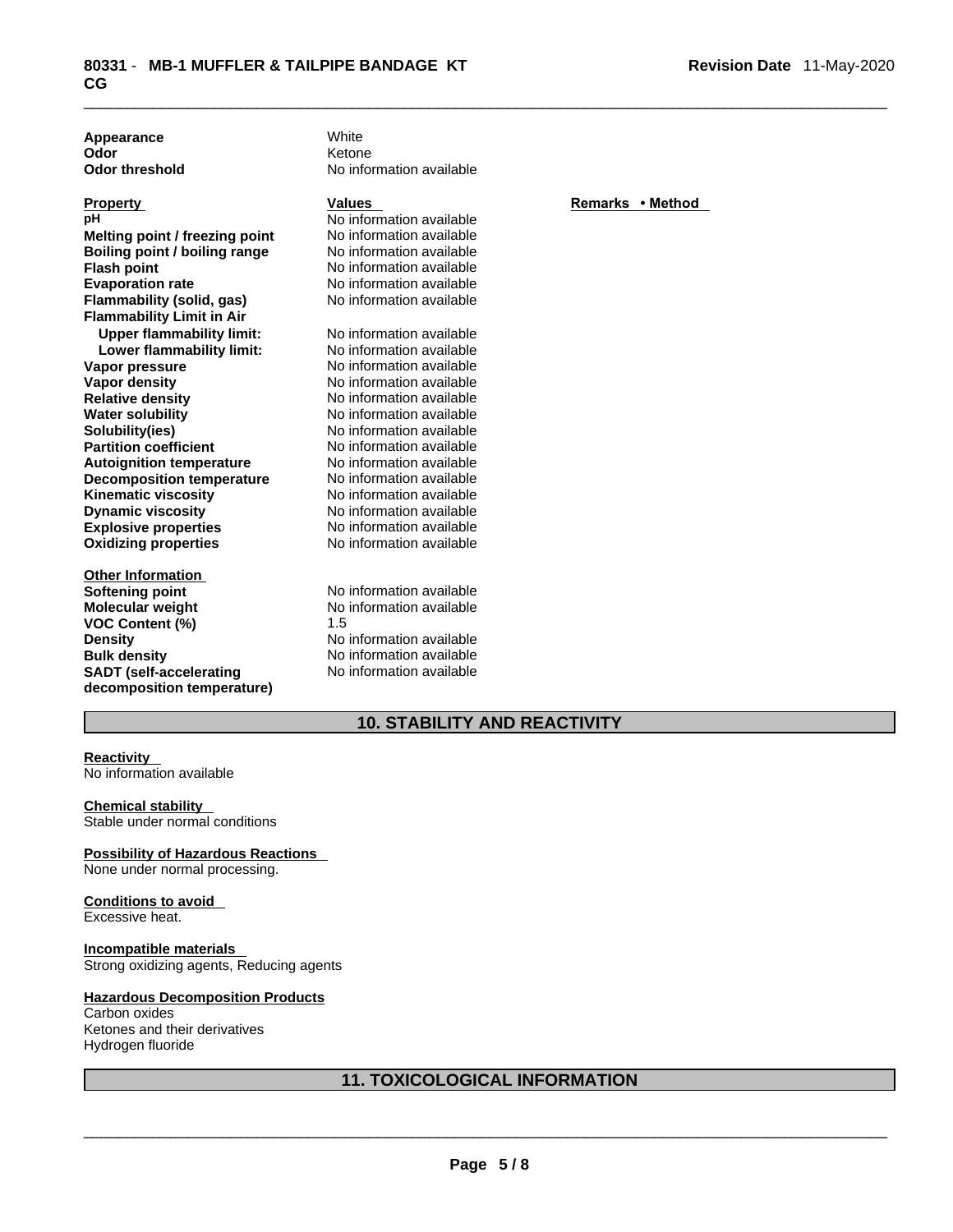| | |
|---|---|
| **Appearance** | White |
| **Odor** | Ketone |
| **Odor threshold** | No information available |

| **Property** | **Values** | **Remarks • Method** |
|---|---|---|
| **pH** | No information available | |
| **Melting point / freezing point** | No information available | |
| **Boiling point / boiling range** | No information available | |
| **Flash point** | No information available | |
| **Evaporation rate** | No information available | |
| **Flammability (solid, gas)** | No information available | |
| **Flammability Limit in Air** | | |
| **Upper flammability limit:** | No information available | |
| **Lower flammability limit:** | No information available | |
| **Vapor pressure** | No information available | |
| **Vapor density** | No information available | |
| **Relative density** | No information available | |
| **Water solubility** | No information available | |
| **Solubility(ies)** | No information available | |
| **Partition coefficient** | No information available | |
| **Autoignition temperature** | No information available | |
| **Decomposition temperature** | No information available | |
| **Kinematic viscosity** | No information available | |
| **Dynamic viscosity** | No information available | |
| **Explosive properties** | No information available | |
| **Oxidizing properties** | No information available | |

**Other Information**

| | |
|---|---|
| **Softening point** | No information available |
| **Molecular weight** | No information available |
| **VOC Content (%)** | 1.5 |
| **Density** | No information available |
| **Bulk density** | No information available |
| **SADT (self-accelerating decomposition temperature)** | No information available |

## 10. STABILITY AND REACTIVITY

**Reactivity**
No information available

**Chemical stability**
Stable under normal conditions

**Possibility of Hazardous Reactions**
None under normal processing.

**Conditions to avoid**
Excessive heat.

**Incompatible materials**
Strong oxidizing agents, Reducing agents

**Hazardous Decomposition Products**
Carbon oxides
Ketones and their derivatives
Hydrogen fluoride

## 11. TOXICOLOGICAL INFORMATION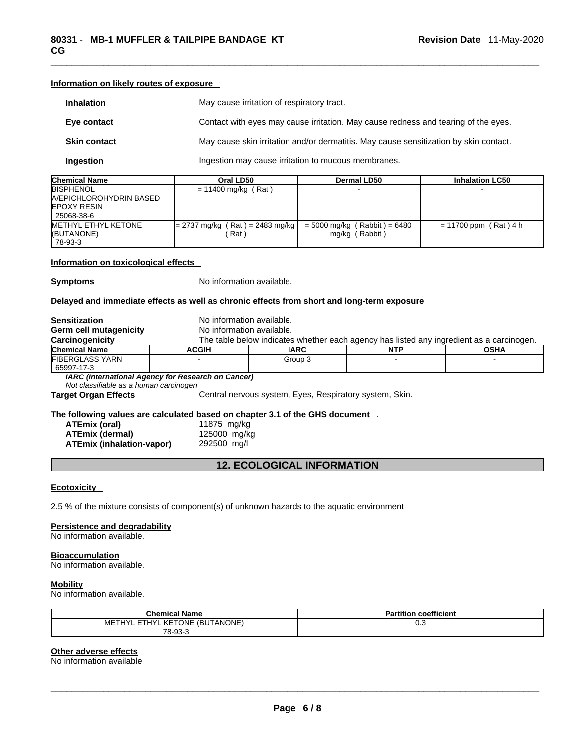**Information on likely routes of exposure**

**Inhalation** May cause irritation of respiratory tract.

**Eye contact** Contact with eyes may cause irritation. May cause redness and tearing of the eyes.

**Skin contact** May cause skin irritation and/or dermatitis. May cause sensitization by skin contact.

**Ingestion** Ingestion may cause irritation to mucous membranes.

| Chemical Name | Oral LD50 | Dermal LD50 | Inhalation LC50 |
|---|---|---|---|
| BISPHENOL A/EPICHLOROHYDRIN BASED EPOXY RESIN 25068-38-6 | = 11400 mg/kg ( Rat ) | - | - |
| METHYL ETHYL KETONE (BUTANONE) 78-93-3 | = 2737 mg/kg ( Rat ) = 2483 mg/kg ( Rat ) | = 5000 mg/kg ( Rabbit ) = 6480 mg/kg ( Rabbit ) | = 11700 ppm ( Rat ) 4 h |

**Information on toxicological effects**

**Symptoms** No information available.

**Delayed and immediate effects as well as chronic effects from short and long-term exposure**

**Sensitization** No information available.
**Germ cell mutagenicity** No information available.
**Carcinogenicity** The table below indicates whether each agency has listed any ingredient as a carcinogen.

| Chemical Name | ACGIH | IARC | NTP | OSHA |
|---|---|---|---|---|
| FIBERGLASS YARN 65997-17-3 | - | Group 3 | - | - |

***IARC (International Agency for Research on Cancer)***
*Not classifiable as a human carcinogen*

**Target Organ Effects** Central nervous system, Eyes, Respiratory system, Skin.

**The following values are calculated based on chapter 3.1 of the GHS document** .

**ATEmix (oral)** 11875 mg/kg
**ATEmix (dermal)** 125000 mg/kg
**ATEmix (inhalation-vapor)** 292500 mg/l

## 12. ECOLOGICAL INFORMATION

**Ecotoxicity**

2.5 % of the mixture consists of component(s) of unknown hazards to the aquatic environment

**Persistence and degradability**
No information available.

**Bioaccumulation**
No information available.

**Mobility**
No information available.

| Chemical Name | Partition coefficient |
|---|---|
| METHYL ETHYL KETONE (BUTANONE) 78-93-3 | 0.3 |

**Other adverse effects**
No information available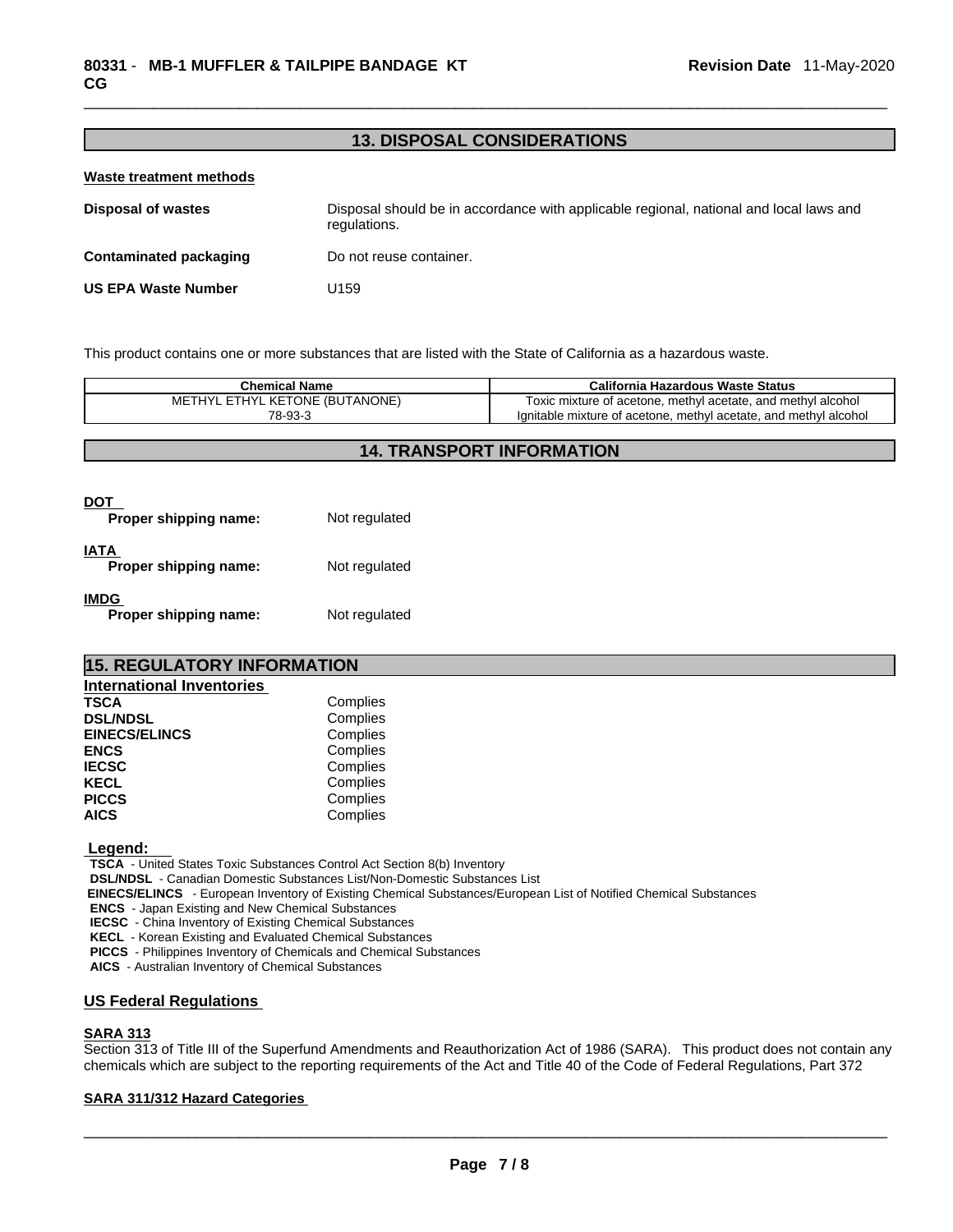## 13. DISPOSAL CONSIDERATIONS

**Waste treatment methods**

**Disposal of wastes** Disposal should be in accordance with applicable regional, national and local laws and regulations.

**Contaminated packaging** Do not reuse container.

**US EPA Waste Number** U159

This product contains one or more substances that are listed with the State of California as a hazardous waste.

| Chemical Name | California Hazardous Waste Status |
|---|---|
| METHYL ETHYL KETONE (BUTANONE)<br>78-93-3 | Toxic mixture of acetone, methyl acetate, and methyl alcohol<br>Ignitable mixture of acetone, methyl acetate, and methyl alcohol |

## 14. TRANSPORT INFORMATION

**DOT**

**Proper shipping name:** Not regulated

**IATA**

**Proper shipping name:** Not regulated

**IMDG**

**Proper shipping name:** Not regulated

## 15. REGULATORY INFORMATION

**International Inventories**

| | |
|---|---|
| **TSCA** | Complies |
| **DSL/NDSL** | Complies |
| **EINECS/ELINCS** | Complies |
| **ENCS** | Complies |
| **IECSC** | Complies |
| **KECL** | Complies |
| **PICCS** | Complies |
| **AICS** | Complies |

**Legend:**

**TSCA** - United States Toxic Substances Control Act Section 8(b) Inventory
**DSL/NDSL** - Canadian Domestic Substances List/Non-Domestic Substances List
**EINECS/ELINCS** - European Inventory of Existing Chemical Substances/European List of Notified Chemical Substances
**ENCS** - Japan Existing and New Chemical Substances
**IECSC** - China Inventory of Existing Chemical Substances
**KECL** - Korean Existing and Evaluated Chemical Substances
**PICCS** - Philippines Inventory of Chemicals and Chemical Substances
**AICS** - Australian Inventory of Chemical Substances

**US Federal Regulations**

**SARA 313**

Section 313 of Title III of the Superfund Amendments and Reauthorization Act of 1986 (SARA). This product does not contain any chemicals which are subject to the reporting requirements of the Act and Title 40 of the Code of Federal Regulations, Part 372

**SARA 311/312 Hazard Categories**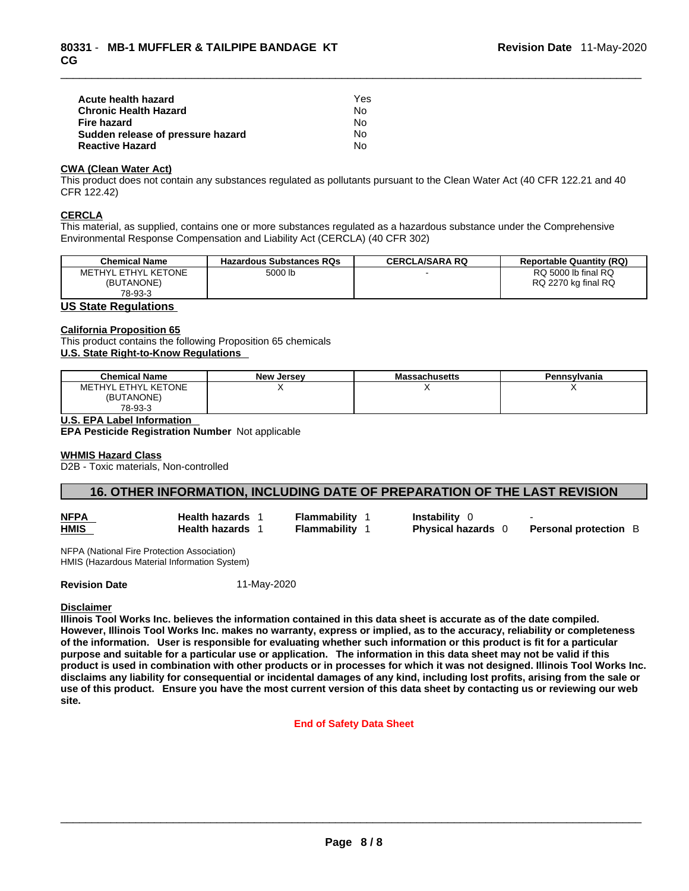| | |
|---|---|
| **Acute health hazard** | Yes |
| **Chronic Health Hazard** | No |
| **Fire hazard** | No |
| **Sudden release of pressure hazard** | No |
| **Reactive Hazard** | No |

**CWA (Clean Water Act)**

This product does not contain any substances regulated as pollutants pursuant to the Clean Water Act (40 CFR 122.21 and 40 CFR 122.42)

**CERCLA**

This material, as supplied, contains one or more substances regulated as a hazardous substance under the Comprehensive Environmental Response Compensation and Liability Act (CERCLA) (40 CFR 302)

| Chemical Name | Hazardous Substances RQs | CERCLA/SARA RQ | Reportable Quantity (RQ) |
|---|---|---|---|
| METHYL ETHYL KETONE (BUTANONE) 78-93-3 | 5000 lb | - | RQ 5000 lb final RQ RQ 2270 kg final RQ |

**US State Regulations**

**California Proposition 65**

This product contains the following Proposition 65 chemicals

**U.S. State Right-to-Know Regulations**

| Chemical Name | New Jersey | Massachusetts | Pennsylvania |
|---|---|---|---|
| METHYL ETHYL KETONE (BUTANONE) 78-93-3 | X | X | X |

**U.S. EPA Label Information**

**EPA Pesticide Registration Number** Not applicable

**WHMIS Hazard Class**

D2B - Toxic materials, Non-controlled

## 16. OTHER INFORMATION, INCLUDING DATE OF PREPARATION OF THE LAST REVISION

| | | | | |
|---|---|---|---|---|
| **NFPA** | **Health hazards** 1 | **Flammability** 1 | **Instability** 0 | - |
| **HMIS** | **Health hazards** 1 | **Flammability** 1 | **Physical hazards** 0 | **Personal protection** B |

NFPA (National Fire Protection Association)
HMIS (Hazardous Material Information System)

**Revision Date** 11-May-2020

**Disclaimer**

**Illinois Tool Works Inc. believes the information contained in this data sheet is accurate as of the date compiled. However, Illinois Tool Works Inc. makes no warranty, express or implied, as to the accuracy, reliability or completeness of the information. User is responsible for evaluating whether such information or this product is fit for a particular purpose and suitable for a particular use or application. The information in this data sheet may not be valid if this product is used in combination with other products or in processes for which it was not designed. Illinois Tool Works Inc. disclaims any liability for consequential or incidental damages of any kind, including lost profits, arising from the sale or use of this product. Ensure you have the most current version of this data sheet by contacting us or reviewing our web site.**

**End of Safety Data Sheet**